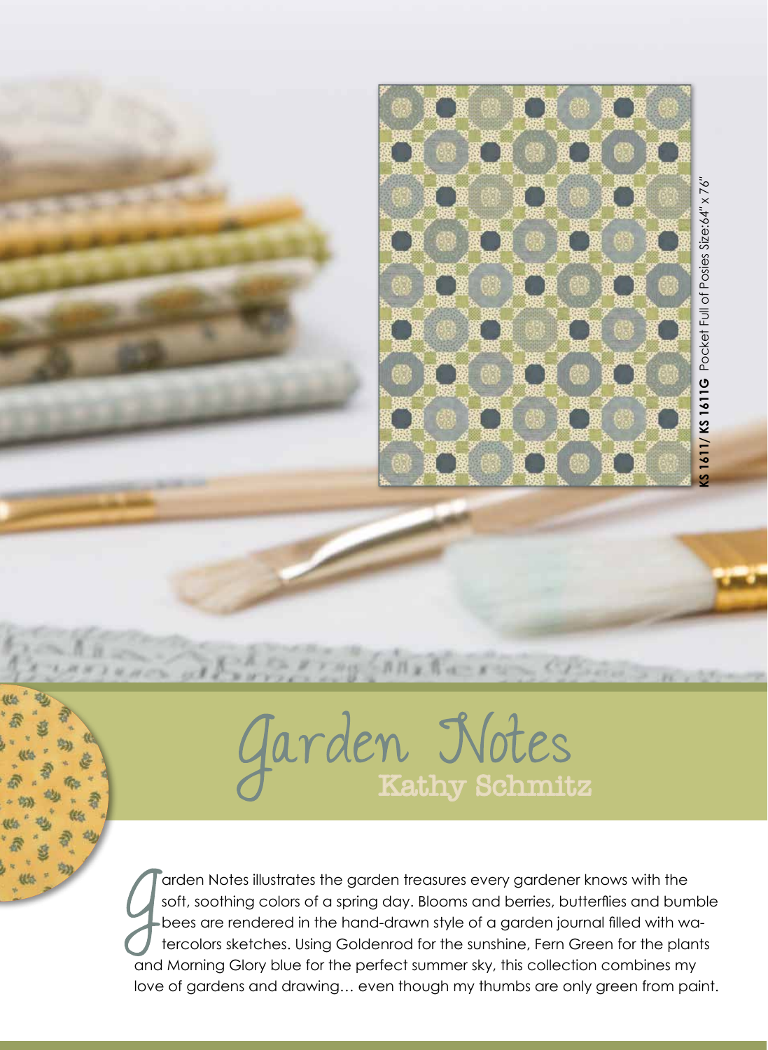KS 1611/ KS 1611G Pocket Full of Posies Size:64" x 76"

# Garden Notes

## Kathy Schmitz

Garden Notes illustrates the garden treasures every gardener knows with the soft, soothing colors of a spring day. Blooms and berries, butterflies and bumble bees are rendered in the hand-drawn style of a garden journal filled with watercolors sketches. Using Goldenrod for the sunshine, Fern Green for the plants and Morning Glory blue for the perfect summer sky, this collection combines my love of gardens and drawing… even though my thumbs are only green from paint.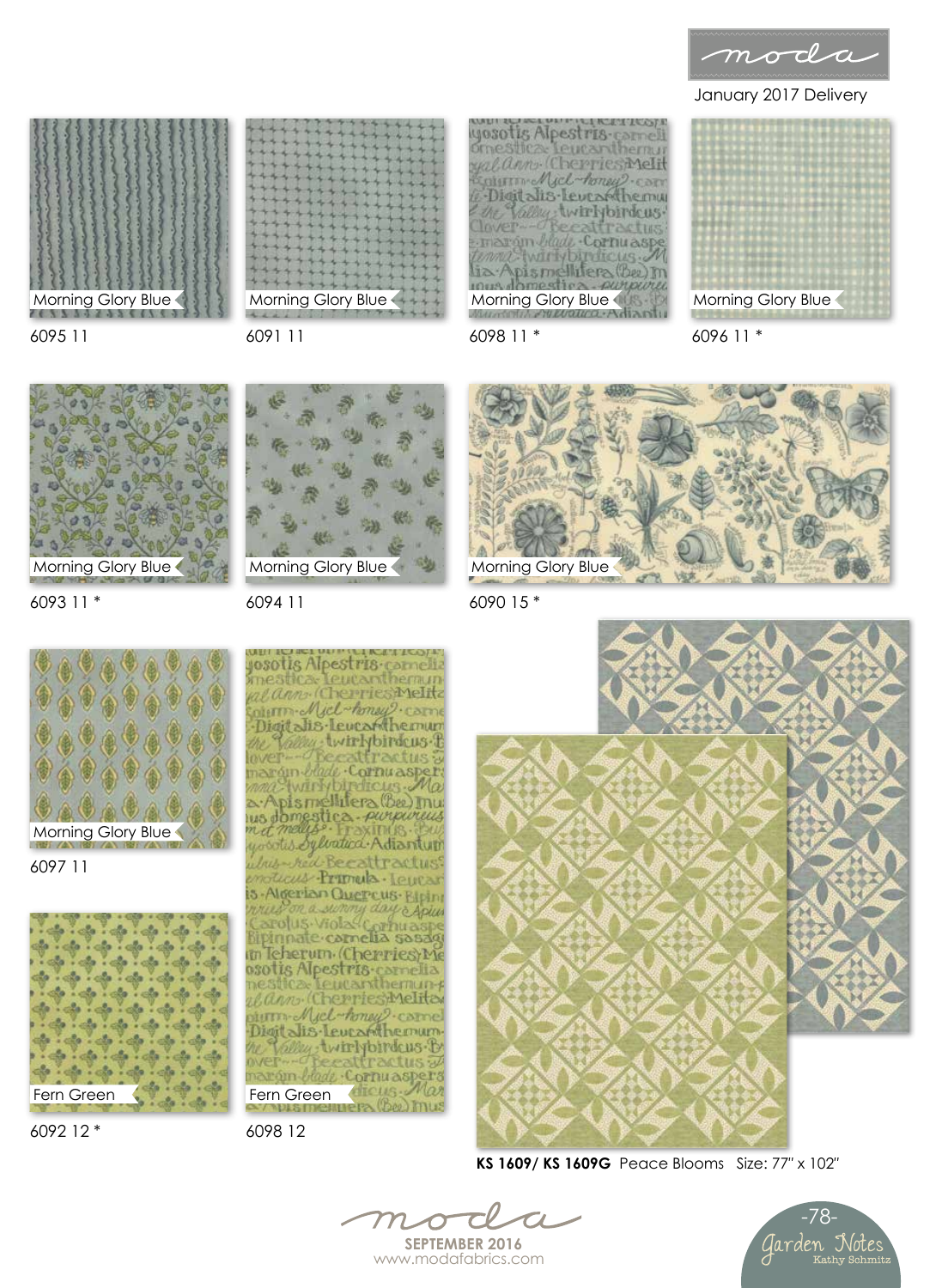January 2017 Delivery

Morning Glory Blue
6095 11

Morning Glory Blue
6091 11

Morning Glory Blue
6098 11 *

Morning Glory Blue
6096 11 *

Morning Glory Blue
6093 11 *

Morning Glory Blue
6094 11

Morning Glory Blue
6090 15 *

Morning Glory Blue
6097 11

Fern Green
6092 12 *

Fern Green
6098 12

**KS 1609/ KS 1609G** Peace Blooms Size: 77" x 102"

SEPTEMBER 2016
www.modafabrics.com

Garden Notes
Kathy Schmitz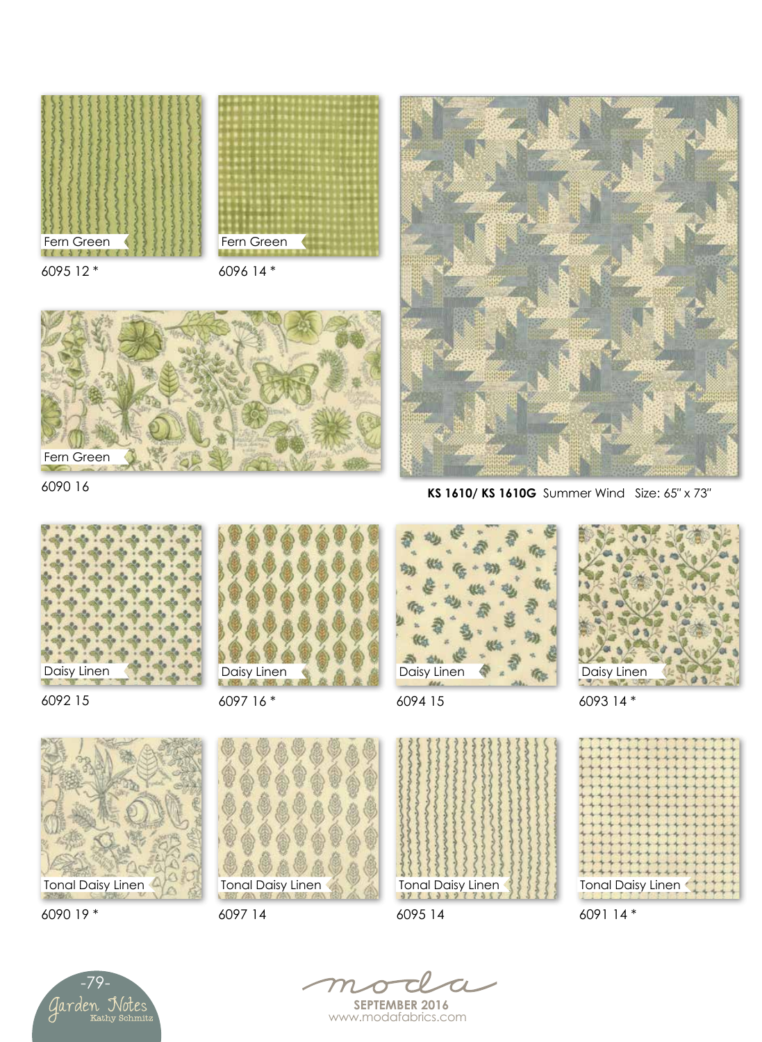Fern Green

6095 12 *

Fern Green

6096 14 *

Fern Green

6090 16

**KS 1610/ KS 1610G** Summer Wind Size: 65" x 73"

Daisy Linen

6092 15

Daisy Linen

6097 16 *

Daisy Linen

6094 15

Daisy Linen

6093 14 *

Tonal Daisy Linen

6090 19 *

Tonal Daisy Linen

6097 14

Tonal Daisy Linen

6095 14

Tonal Daisy Linen

6091 14 *

Garden Notes
Kathy Schmitz

moda

**SEPTEMBER 2016**
www.modafabrics.com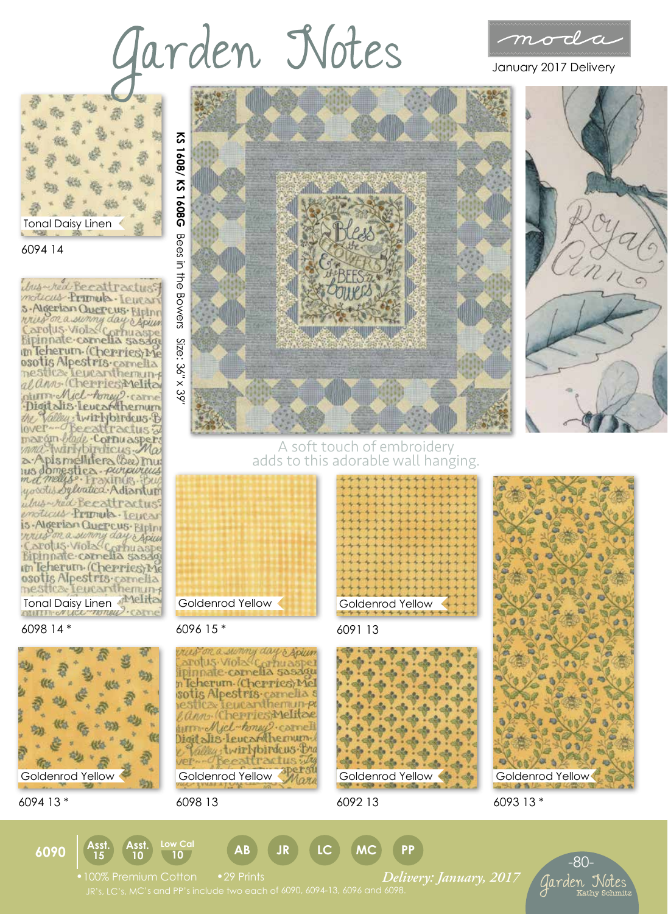# Garden Notes

moda

January 2017 Delivery

Tonal Daisy Linen

6094 14

KS 1608/ KS 1608G Bees in the Bowers Size: 36" x 39"

A soft touch of embroidery adds to this adorable wall hanging.

Tonal Daisy Linen

6098 14 *

Goldenrod Yellow

6096 15 *

Goldenrod Yellow

6091 13

Goldenrod Yellow

6094 13 *

Goldenrod Yellow

6098 13

Goldenrod Yellow

6092 13

Goldenrod Yellow

6093 13 *

6090 | Asst. 15 | Asst. 10 | Low Cal 10 | AB | JR | LC | MC | PP

- 100% Premium Cotton
- 29 Prints

*Delivery: January, 2017*

JR's, LC's, MC's and PP's include two each of 6090, 6094-13, 6096 and 6098.

Garden Notes
Kathy Schmitz